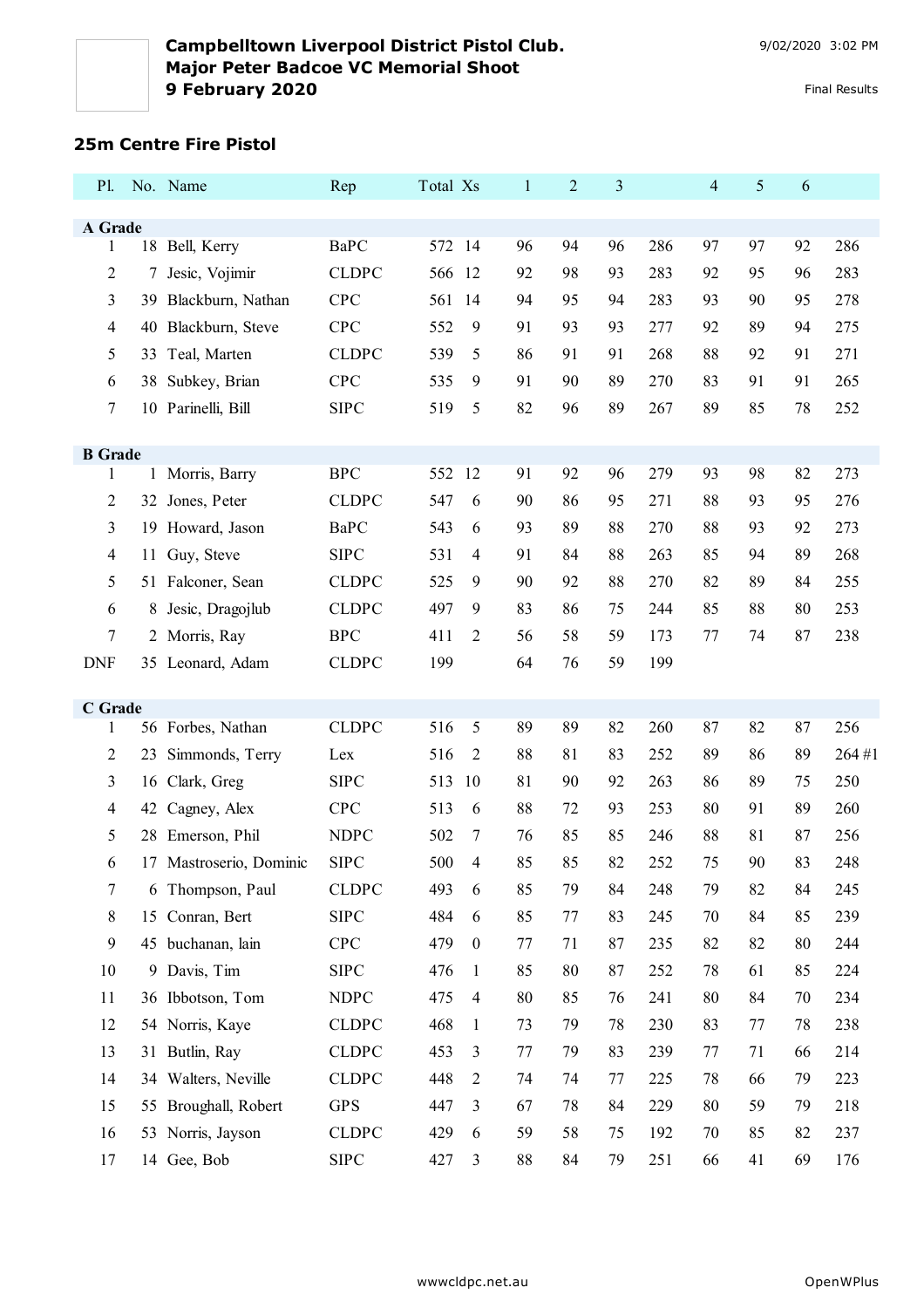**Campbelltown Liverpool District Pistol Club.**
**Major Peter Badcoe VC Memorial Shoot**
**9 February 2020**

9/02/2020 3:02 PM

Final Results

## 25m Centre Fire Pistol

| Pl. | No. | Name | Rep | Total | Xs | 1 | 2 | 3 | | 4 | 5 | 6 | |
|---|---|---|---|---|---|---|---|---|---|---|---|---|---|
| **A Grade** | | | | | | | | | | | | | |
| 1 | 18 | Bell, Kerry | BaPC | 572 | 14 | 96 | 94 | 96 | 286 | 97 | 97 | 92 | 286 |
| 2 | 7 | Jesic, Vojimir | CLDPC | 566 | 12 | 92 | 98 | 93 | 283 | 92 | 95 | 96 | 283 |
| 3 | 39 | Blackburn, Nathan | CPC | 561 | 14 | 94 | 95 | 94 | 283 | 93 | 90 | 95 | 278 |
| 4 | 40 | Blackburn, Steve | CPC | 552 | 9 | 91 | 93 | 93 | 277 | 92 | 89 | 94 | 275 |
| 5 | 33 | Teal, Marten | CLDPC | 539 | 5 | 86 | 91 | 91 | 268 | 88 | 92 | 91 | 271 |
| 6 | 38 | Subkey, Brian | CPC | 535 | 9 | 91 | 90 | 89 | 270 | 83 | 91 | 91 | 265 |
| 7 | 10 | Parinelli, Bill | SIPC | 519 | 5 | 82 | 96 | 89 | 267 | 89 | 85 | 78 | 252 |
| **B Grade** | | | | | | | | | | | | | |
| 1 | 1 | Morris, Barry | BPC | 552 | 12 | 91 | 92 | 96 | 279 | 93 | 98 | 82 | 273 |
| 2 | 32 | Jones, Peter | CLDPC | 547 | 6 | 90 | 86 | 95 | 271 | 88 | 93 | 95 | 276 |
| 3 | 19 | Howard, Jason | BaPC | 543 | 6 | 93 | 89 | 88 | 270 | 88 | 93 | 92 | 273 |
| 4 | 11 | Guy, Steve | SIPC | 531 | 4 | 91 | 84 | 88 | 263 | 85 | 94 | 89 | 268 |
| 5 | 51 | Falconer, Sean | CLDPC | 525 | 9 | 90 | 92 | 88 | 270 | 82 | 89 | 84 | 255 |
| 6 | 8 | Jesic, Dragojlub | CLDPC | 497 | 9 | 83 | 86 | 75 | 244 | 85 | 88 | 80 | 253 |
| 7 | 2 | Morris, Ray | BPC | 411 | 2 | 56 | 58 | 59 | 173 | 77 | 74 | 87 | 238 |
| DNF | 35 | Leonard, Adam | CLDPC | 199 | | 64 | 76 | 59 | 199 | | | | |
| **C Grade** | | | | | | | | | | | | | |
| 1 | 56 | Forbes, Nathan | CLDPC | 516 | 5 | 89 | 89 | 82 | 260 | 87 | 82 | 87 | 256 |
| 2 | 23 | Simmonds, Terry | Lex | 516 | 2 | 88 | 81 | 83 | 252 | 89 | 86 | 89 | 264 #1 |
| 3 | 16 | Clark, Greg | SIPC | 513 | 10 | 81 | 90 | 92 | 263 | 86 | 89 | 75 | 250 |
| 4 | 42 | Cagney, Alex | CPC | 513 | 6 | 88 | 72 | 93 | 253 | 80 | 91 | 89 | 260 |
| 5 | 28 | Emerson, Phil | NDPC | 502 | 7 | 76 | 85 | 85 | 246 | 88 | 81 | 87 | 256 |
| 6 | 17 | Mastroserio, Dominic | SIPC | 500 | 4 | 85 | 85 | 82 | 252 | 75 | 90 | 83 | 248 |
| 7 | 6 | Thompson, Paul | CLDPC | 493 | 6 | 85 | 79 | 84 | 248 | 79 | 82 | 84 | 245 |
| 8 | 15 | Conran, Bert | SIPC | 484 | 6 | 85 | 77 | 83 | 245 | 70 | 84 | 85 | 239 |
| 9 | 45 | buchanan, lain | CPC | 479 | 0 | 77 | 71 | 87 | 235 | 82 | 82 | 80 | 244 |
| 10 | 9 | Davis, Tim | SIPC | 476 | 1 | 85 | 80 | 87 | 252 | 78 | 61 | 85 | 224 |
| 11 | 36 | Ibbotson, Tom | NDPC | 475 | 4 | 80 | 85 | 76 | 241 | 80 | 84 | 70 | 234 |
| 12 | 54 | Norris, Kaye | CLDPC | 468 | 1 | 73 | 79 | 78 | 230 | 83 | 77 | 78 | 238 |
| 13 | 31 | Butlin, Ray | CLDPC | 453 | 3 | 77 | 79 | 83 | 239 | 77 | 71 | 66 | 214 |
| 14 | 34 | Walters, Neville | CLDPC | 448 | 2 | 74 | 74 | 77 | 225 | 78 | 66 | 79 | 223 |
| 15 | 55 | Broughall, Robert | GPS | 447 | 3 | 67 | 78 | 84 | 229 | 80 | 59 | 79 | 218 |
| 16 | 53 | Norris, Jayson | CLDPC | 429 | 6 | 59 | 58 | 75 | 192 | 70 | 85 | 82 | 237 |
| 17 | 14 | Gee, Bob | SIPC | 427 | 3 | 88 | 84 | 79 | 251 | 66 | 41 | 69 | 176 |

wwwcldpc.net.au

OpenWPlus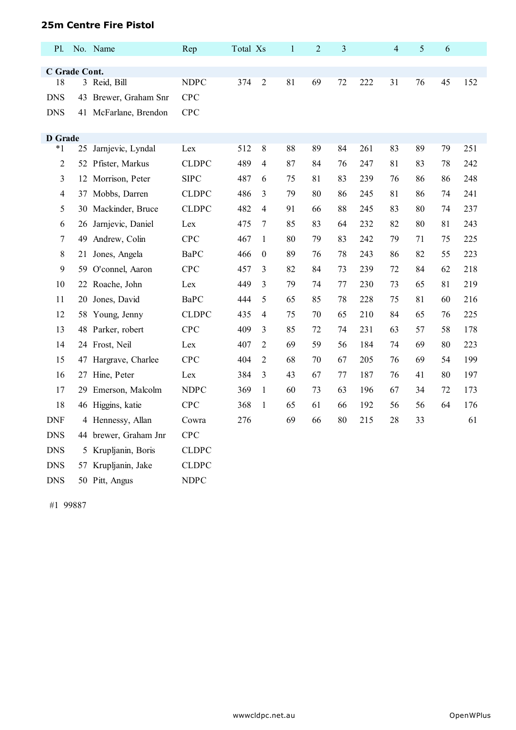## 25m Centre Fire Pistol

| Pl. | No. | Name | Rep | Total | Xs | 1 | 2 | 3 | | 4 | 5 | 6 | |
|---|---|---|---|---|---|---|---|---|---|---|---|---|---|
| **C Grade Cont.** | | | | | | | | | | | | | |
| 18 | 3 | Reid, Bill | NDPC | 374 | 2 | 81 | 69 | 72 | 222 | 31 | 76 | 45 | 152 |
| DNS | 43 | Brewer, Graham Snr | CPC | | | | | | | | | | |
| DNS | 41 | McFarlane, Brendon | CPC | | | | | | | | | | |
| **D Grade** | | | | | | | | | | | | | |
| *1 | 25 | Jarnjevic, Lyndal | Lex | 512 | 8 | 88 | 89 | 84 | 261 | 83 | 89 | 79 | 251 |
| 2 | 52 | Pfister, Markus | CLDPC | 489 | 4 | 87 | 84 | 76 | 247 | 81 | 83 | 78 | 242 |
| 3 | 12 | Morrison, Peter | SIPC | 487 | 6 | 75 | 81 | 83 | 239 | 76 | 86 | 86 | 248 |
| 4 | 37 | Mobbs, Darren | CLDPC | 486 | 3 | 79 | 80 | 86 | 245 | 81 | 86 | 74 | 241 |
| 5 | 30 | Mackinder, Bruce | CLDPC | 482 | 4 | 91 | 66 | 88 | 245 | 83 | 80 | 74 | 237 |
| 6 | 26 | Jarnjevic, Daniel | Lex | 475 | 7 | 85 | 83 | 64 | 232 | 82 | 80 | 81 | 243 |
| 7 | 49 | Andrew, Colin | CPC | 467 | 1 | 80 | 79 | 83 | 242 | 79 | 71 | 75 | 225 |
| 8 | 21 | Jones, Angela | BaPC | 466 | 0 | 89 | 76 | 78 | 243 | 86 | 82 | 55 | 223 |
| 9 | 59 | O'connel, Aaron | CPC | 457 | 3 | 82 | 84 | 73 | 239 | 72 | 84 | 62 | 218 |
| 10 | 22 | Roache, John | Lex | 449 | 3 | 79 | 74 | 77 | 230 | 73 | 65 | 81 | 219 |
| 11 | 20 | Jones, David | BaPC | 444 | 5 | 65 | 85 | 78 | 228 | 75 | 81 | 60 | 216 |
| 12 | 58 | Young, Jenny | CLDPC | 435 | 4 | 75 | 70 | 65 | 210 | 84 | 65 | 76 | 225 |
| 13 | 48 | Parker, robert | CPC | 409 | 3 | 85 | 72 | 74 | 231 | 63 | 57 | 58 | 178 |
| 14 | 24 | Frost, Neil | Lex | 407 | 2 | 69 | 59 | 56 | 184 | 74 | 69 | 80 | 223 |
| 15 | 47 | Hargrave, Charlee | CPC | 404 | 2 | 68 | 70 | 67 | 205 | 76 | 69 | 54 | 199 |
| 16 | 27 | Hine, Peter | Lex | 384 | 3 | 43 | 67 | 77 | 187 | 76 | 41 | 80 | 197 |
| 17 | 29 | Emerson, Malcolm | NDPC | 369 | 1 | 60 | 73 | 63 | 196 | 67 | 34 | 72 | 173 |
| 18 | 46 | Higgins, katie | CPC | 368 | 1 | 65 | 61 | 66 | 192 | 56 | 56 | 64 | 176 |
| DNF | 4 | Hennessy, Allan | Cowra | 276 | | 69 | 66 | 80 | 215 | 28 | 33 | | 61 |
| DNS | 44 | brewer, Graham Jnr | CPC | | | | | | | | | | |
| DNS | 5 | Krupljanin, Boris | CLDPC | | | | | | | | | | |
| DNS | 57 | Krupljanin, Jake | CLDPC | | | | | | | | | | |
| DNS | 50 | Pitt, Angus | NDPC | | | | | | | | | | |

#1 99887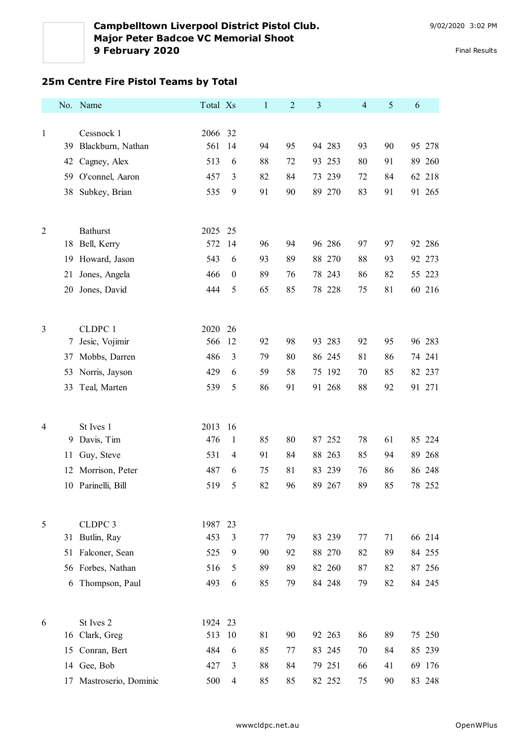**Campbelltown Liverpool District Pistol Club.**
**Major Peter Badcoe VC Memorial Shoot**
**9 February 2020**

9/02/2020 3:02 PM

Final Results

## 25m Centre Fire Pistol Teams by Total

| | No. | Name | Total | Xs | 1 | 2 | 3 | | 4 | 5 | 6 | |
|---|---|---|---|---|---|---|---|---|---|---|---|---|
| 1 | | Cessnock 1 | 2066 | 32 | | | | | | | | |
| | 39 | Blackburn, Nathan | 561 | 14 | 94 | 95 | 94 | 283 | 93 | 90 | 95 | 278 |
| | 42 | Cagney, Alex | 513 | 6 | 88 | 72 | 93 | 253 | 80 | 91 | 89 | 260 |
| | 59 | O'connel, Aaron | 457 | 3 | 82 | 84 | 73 | 239 | 72 | 84 | 62 | 218 |
| | 38 | Subkey, Brian | 535 | 9 | 91 | 90 | 89 | 270 | 83 | 91 | 91 | 265 |
| 2 | | Bathurst | 2025 | 25 | | | | | | | | |
| | 18 | Bell, Kerry | 572 | 14 | 96 | 94 | 96 | 286 | 97 | 97 | 92 | 286 |
| | 19 | Howard, Jason | 543 | 6 | 93 | 89 | 88 | 270 | 88 | 93 | 92 | 273 |
| | 21 | Jones, Angela | 466 | 0 | 89 | 76 | 78 | 243 | 86 | 82 | 55 | 223 |
| | 20 | Jones, David | 444 | 5 | 65 | 85 | 78 | 228 | 75 | 81 | 60 | 216 |
| 3 | | CLDPC 1 | 2020 | 26 | | | | | | | | |
| | 7 | Jesic, Vojimir | 566 | 12 | 92 | 98 | 93 | 283 | 92 | 95 | 96 | 283 |
| | 37 | Mobbs, Darren | 486 | 3 | 79 | 80 | 86 | 245 | 81 | 86 | 74 | 241 |
| | 53 | Norris, Jayson | 429 | 6 | 59 | 58 | 75 | 192 | 70 | 85 | 82 | 237 |
| | 33 | Teal, Marten | 539 | 5 | 86 | 91 | 91 | 268 | 88 | 92 | 91 | 271 |
| 4 | | St Ives 1 | 2013 | 16 | | | | | | | | |
| | 9 | Davis, Tim | 476 | 1 | 85 | 80 | 87 | 252 | 78 | 61 | 85 | 224 |
| | 11 | Guy, Steve | 531 | 4 | 91 | 84 | 88 | 263 | 85 | 94 | 89 | 268 |
| | 12 | Morrison, Peter | 487 | 6 | 75 | 81 | 83 | 239 | 76 | 86 | 86 | 248 |
| | 10 | Parinelli, Bill | 519 | 5 | 82 | 96 | 89 | 267 | 89 | 85 | 78 | 252 |
| 5 | | CLDPC 3 | 1987 | 23 | | | | | | | | |
| | 31 | Butlin, Ray | 453 | 3 | 77 | 79 | 83 | 239 | 77 | 71 | 66 | 214 |
| | 51 | Falconer, Sean | 525 | 9 | 90 | 92 | 88 | 270 | 82 | 89 | 84 | 255 |
| | 56 | Forbes, Nathan | 516 | 5 | 89 | 89 | 82 | 260 | 87 | 82 | 87 | 256 |
| | 6 | Thompson, Paul | 493 | 6 | 85 | 79 | 84 | 248 | 79 | 82 | 84 | 245 |
| 6 | | St Ives 2 | 1924 | 23 | | | | | | | | |
| | 16 | Clark, Greg | 513 | 10 | 81 | 90 | 92 | 263 | 86 | 89 | 75 | 250 |
| | 15 | Conran, Bert | 484 | 6 | 85 | 77 | 83 | 245 | 70 | 84 | 85 | 239 |
| | 14 | Gee, Bob | 427 | 3 | 88 | 84 | 79 | 251 | 66 | 41 | 69 | 176 |
| | 17 | Mastroserio, Dominic | 500 | 4 | 85 | 85 | 82 | 252 | 75 | 90 | 83 | 248 |

wwwcldpc.net.au

OpenWPlus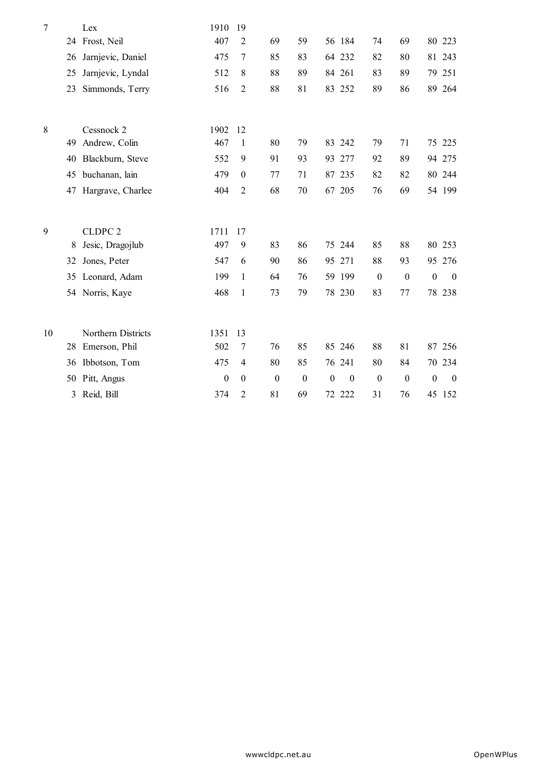| | | | | | | | | | | | | | |
|---|---|---|---|---|---|---|---|---|---|---|---|---|---|
| 7 | | Lex | 1910 | 19 | | | | | | | | | |
| | 24 | Frost, Neil | 407 | 2 | 69 | 59 | 56 | 184 | 74 | 69 | 80 | 223 |
| | 26 | Jarnjevic, Daniel | 475 | 7 | 85 | 83 | 64 | 232 | 82 | 80 | 81 | 243 |
| | 25 | Jarnjevic, Lyndal | 512 | 8 | 88 | 89 | 84 | 261 | 83 | 89 | 79 | 251 |
| | 23 | Simmonds, Terry | 516 | 2 | 88 | 81 | 83 | 252 | 89 | 86 | 89 | 264 |
| 8 | | Cessnock 2 | 1902 | 12 | | | | | | | | | |
| | 49 | Andrew, Colin | 467 | 1 | 80 | 79 | 83 | 242 | 79 | 71 | 75 | 225 |
| | 40 | Blackburn, Steve | 552 | 9 | 91 | 93 | 93 | 277 | 92 | 89 | 94 | 275 |
| | 45 | buchanan, lain | 479 | 0 | 77 | 71 | 87 | 235 | 82 | 82 | 80 | 244 |
| | 47 | Hargrave, Charlee | 404 | 2 | 68 | 70 | 67 | 205 | 76 | 69 | 54 | 199 |
| 9 | | CLDPC 2 | 1711 | 17 | | | | | | | | | |
| | 8 | Jesic, Dragojlub | 497 | 9 | 83 | 86 | 75 | 244 | 85 | 88 | 80 | 253 |
| | 32 | Jones, Peter | 547 | 6 | 90 | 86 | 95 | 271 | 88 | 93 | 95 | 276 |
| | 35 | Leonard, Adam | 199 | 1 | 64 | 76 | 59 | 199 | 0 | 0 | 0 | 0 |
| | 54 | Norris, Kaye | 468 | 1 | 73 | 79 | 78 | 230 | 83 | 77 | 78 | 238 |
| 10 | | Northern Districts | 1351 | 13 | | | | | | | | | |
| | 28 | Emerson, Phil | 502 | 7 | 76 | 85 | 85 | 246 | 88 | 81 | 87 | 256 |
| | 36 | Ibbotson, Tom | 475 | 4 | 80 | 85 | 76 | 241 | 80 | 84 | 70 | 234 |
| | 50 | Pitt, Angus | 0 | 0 | 0 | 0 | 0 | 0 | 0 | 0 | 0 | 0 |
| | 3 | Reid, Bill | 374 | 2 | 81 | 69 | 72 | 222 | 31 | 76 | 45 | 152 |